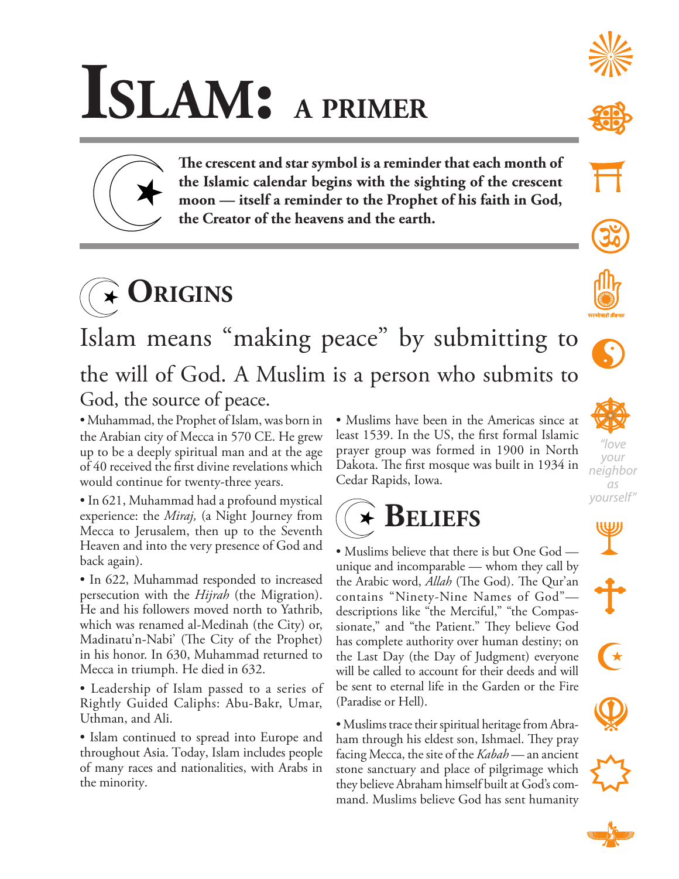# ISLAM: A PRIMER

**The crescent and star symbol is a reminder that each month of the Islamic calendar begins with the sighting of the crescent moon — itself a reminder to the Prophet of his faith in God, the Creator of the heavens and the earth.**

## ORIGINS

Islam means "making peace" by submitting to the will of God. A Muslim is a person who submits to God, the source of peace.

- Muhammad, the Prophet of Islam, was born in the Arabian city of Mecca in 570 CE. He grew up to be a deeply spiritual man and at the age of 40 received the first divine revelations which would continue for twenty-three years.
- In 621, Muhammad had a profound mystical experience: the *Miraj,* (a Night Journey from Mecca to Jerusalem, then up to the Seventh Heaven and into the very presence of God and back again).
- In 622, Muhammad responded to increased persecution with the *Hijrah* (the Migration). He and his followers moved north to Yathrib, which was renamed al-Medinah (the City) or, Madinatu'n-Nabi' (The City of the Prophet) in his honor. In 630, Muhammad returned to Mecca in triumph. He died in 632.
- Leadership of Islam passed to a series of Rightly Guided Caliphs: Abu-Bakr, Umar, Uthman, and Ali.
- Islam continued to spread into Europe and throughout Asia. Today, Islam includes people of many races and nationalities, with Arabs in the minority.
- Muslims have been in the Americas since at least 1539. In the US, the first formal Islamic prayer group was formed in 1900 in North Dakota. The first mosque was built in 1934 in Cedar Rapids, Iowa.

## BELIEFS

- Muslims believe that there is but One God — unique and incomparable — whom they call by the Arabic word, *Allah* (The God). The Qur'an contains "Ninety-Nine Names of God"— descriptions like "the Merciful," "the Compassionate," and "the Patient." They believe God has complete authority over human destiny; on the Last Day (the Day of Judgment) everyone will be called to account for their deeds and will be sent to eternal life in the Garden or the Fire (Paradise or Hell).
- Muslims trace their spiritual heritage from Abraham through his eldest son, Ishmael. They pray facing Mecca, the site of the *Kabah* — an ancient stone sanctuary and place of pilgrimage which they believe Abraham himself built at God's command. Muslims believe God has sent humanity

*"love your neighbor as yourself"*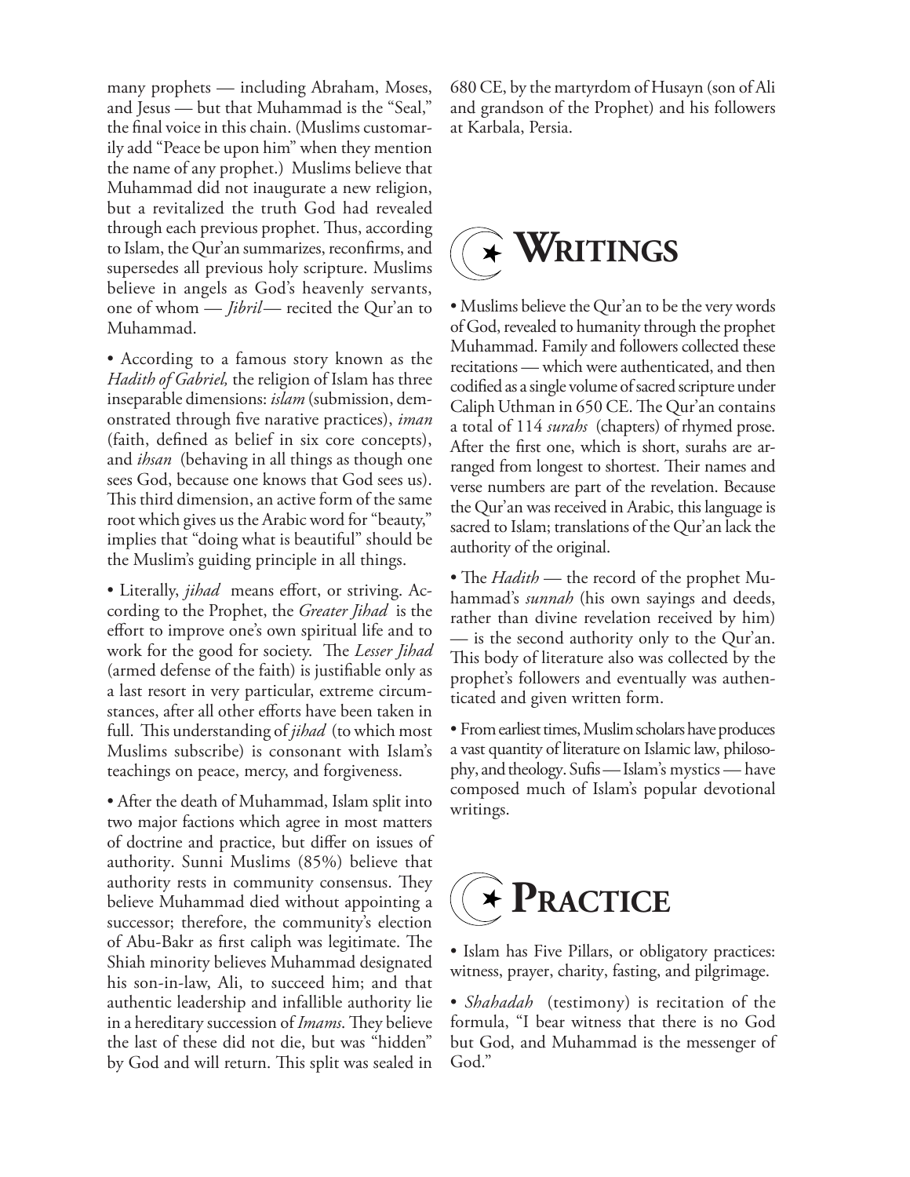many prophets — including Abraham, Moses, and Jesus — but that Muhammad is the "Seal," the final voice in this chain. (Muslims customarily add "Peace be upon him" when they mention the name of any prophet.) Muslims believe that Muhammad did not inaugurate a new religion, but a revitalized the truth God had revealed through each previous prophet. Thus, according to Islam, the Qur'an summarizes, reconfirms, and supersedes all previous holy scripture. Muslims believe in angels as God's heavenly servants, one of whom — *Jibril*— recited the Qur'an to Muhammad.

• According to a famous story known as the *Hadith of Gabriel,* the religion of Islam has three inseparable dimensions: *islam* (submission, demonstrated through five narative practices), *iman* (faith, defined as belief in six core concepts), and *ihsan* (behaving in all things as though one sees God, because one knows that God sees us). This third dimension, an active form of the same root which gives us the Arabic word for "beauty," implies that "doing what is beautiful" should be the Muslim's guiding principle in all things.

• Literally, *jihad* means effort, or striving. According to the Prophet, the *Greater Jihad* is the effort to improve one's own spiritual life and to work for the good for society. The *Lesser Jihad* (armed defense of the faith) is justifiable only as a last resort in very particular, extreme circumstances, after all other efforts have been taken in full. This understanding of *jihad* (to which most Muslims subscribe) is consonant with Islam's teachings on peace, mercy, and forgiveness.

• After the death of Muhammad, Islam split into two major factions which agree in most matters of doctrine and practice, but differ on issues of authority. Sunni Muslims (85%) believe that authority rests in community consensus. They believe Muhammad died without appointing a successor; therefore, the community's election of Abu-Bakr as first caliph was legitimate. The Shiah minority believes Muhammad designated his son-in-law, Ali, to succeed him; and that authentic leadership and infallible authority lie in a hereditary succession of *Imams*. They believe the last of these did not die, but was "hidden" by God and will return. This split was sealed in 680 CE, by the martyrdom of Husayn (son of Ali and grandson of the Prophet) and his followers at Karbala, Persia.

## Writings

• Muslims believe the Qur'an to be the very words of God, revealed to humanity through the prophet Muhammad. Family and followers collected these recitations — which were authenticated, and then codified as a single volume of sacred scripture under Caliph Uthman in 650 CE. The Qur'an contains a total of 114 *surahs* (chapters) of rhymed prose. After the first one, which is short, surahs are arranged from longest to shortest. Their names and verse numbers are part of the revelation. Because the Qur'an was received in Arabic, this language is sacred to Islam; translations of the Qur'an lack the authority of the original.

• The *Hadith* — the record of the prophet Muhammad's *sunnah* (his own sayings and deeds, rather than divine revelation received by him) — is the second authority only to the Qur'an. This body of literature also was collected by the prophet's followers and eventually was authenticated and given written form.

• From earliest times, Muslim scholars have produces a vast quantity of literature on Islamic law, philosophy, and theology. Sufis — Islam's mystics — have composed much of Islam's popular devotional writings.

## Practice

• Islam has Five Pillars, or obligatory practices: witness, prayer, charity, fasting, and pilgrimage.

• *Shahadah* (testimony) is recitation of the formula, "I bear witness that there is no God but God, and Muhammad is the messenger of God."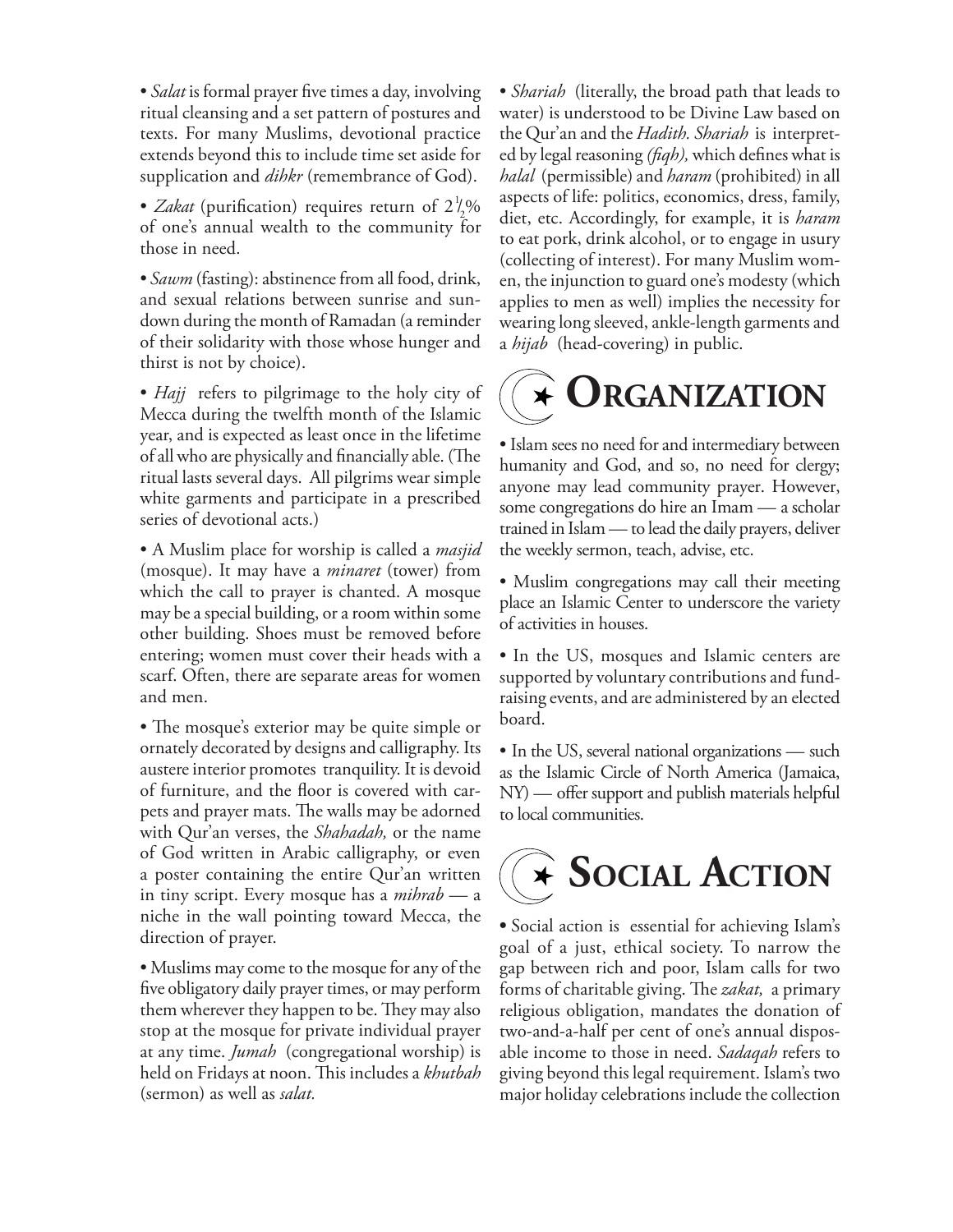• *Salat* is formal prayer five times a day, involving ritual cleansing and a set pattern of postures and texts. For many Muslims, devotional practice extends beyond this to include time set aside for supplication and *dihkr* (remembrance of God).

• *Zakat* (purification) requires return of 2½% of one's annual wealth to the community for those in need.

• *Sawm* (fasting): abstinence from all food, drink, and sexual relations between sunrise and sundown during the month of Ramadan (a reminder of their solidarity with those whose hunger and thirst is not by choice).

• *Hajj* refers to pilgrimage to the holy city of Mecca during the twelfth month of the Islamic year, and is expected as least once in the lifetime of all who are physically and financially able. (The ritual lasts several days. All pilgrims wear simple white garments and participate in a prescribed series of devotional acts.)

• A Muslim place for worship is called a *masjid* (mosque). It may have a *minaret* (tower) from which the call to prayer is chanted. A mosque may be a special building, or a room within some other building. Shoes must be removed before entering; women must cover their heads with a scarf. Often, there are separate areas for women and men.

• The mosque's exterior may be quite simple or ornately decorated by designs and calligraphy. Its austere interior promotes tranquility. It is devoid of furniture, and the floor is covered with carpets and prayer mats. The walls may be adorned with Qur'an verses, the *Shahadah,* or the name of God written in Arabic calligraphy, or even a poster containing the entire Qur'an written in tiny script. Every mosque has a *mihrab* — a niche in the wall pointing toward Mecca, the direction of prayer.

• Muslims may come to the mosque for any of the five obligatory daily prayer times, or may perform them wherever they happen to be. They may also stop at the mosque for private individual prayer at any time. *Jumah* (congregational worship) is held on Fridays at noon. This includes a *khutbah* (sermon) as well as *salat.*

• *Shariah* (literally, the broad path that leads to water) is understood to be Divine Law based on the Qur'an and the *Hadith. Shariah* is interpreted by legal reasoning *(fiqh),* which defines what is *halal* (permissible) and *haram* (prohibited) in all aspects of life: politics, economics, dress, family, diet, etc. Accordingly, for example, it is *haram* to eat pork, drink alcohol, or to engage in usury (collecting of interest). For many Muslim women, the injunction to guard one's modesty (which applies to men as well) implies the necessity for wearing long sleeved, ankle-length garments and a *hijab* (head-covering) in public.

## Organization

• Islam sees no need for and intermediary between humanity and God, and so, no need for clergy; anyone may lead community prayer. However, some congregations do hire an Imam — a scholar trained in Islam — to lead the daily prayers, deliver the weekly sermon, teach, advise, etc.

• Muslim congregations may call their meeting place an Islamic Center to underscore the variety of activities in houses.

• In the US, mosques and Islamic centers are supported by voluntary contributions and fundraising events, and are administered by an elected board.

• In the US, several national organizations — such as the Islamic Circle of North America (Jamaica, NY) — offer support and publish materials helpful to local communities.

## Social Action

• Social action is essential for achieving Islam's goal of a just, ethical society. To narrow the gap between rich and poor, Islam calls for two forms of charitable giving. The *zakat,* a primary religious obligation, mandates the donation of two-and-a-half per cent of one's annual disposable income to those in need. *Sadaqah* refers to giving beyond this legal requirement. Islam's two major holiday celebrations include the collection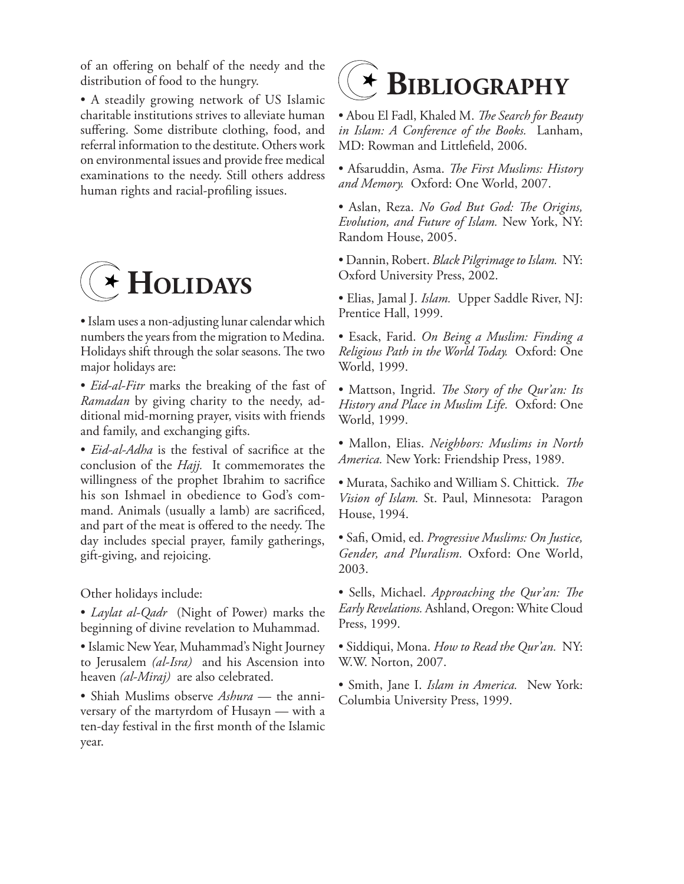of an offering on behalf of the needy and the distribution of food to the hungry.

• A steadily growing network of US Islamic charitable institutions strives to alleviate human suffering. Some distribute clothing, food, and referral information to the destitute. Others work on environmental issues and provide free medical examinations to the needy. Still others address human rights and racial-profiling issues.

# Holidays

• Islam uses a non-adjusting lunar calendar which numbers the years from the migration to Medina. Holidays shift through the solar seasons. The two major holidays are:

• *Eid-al-Fitr* marks the breaking of the fast of *Ramadan* by giving charity to the needy, additional mid-morning prayer, visits with friends and family, and exchanging gifts.

• *Eid-al-Adha* is the festival of sacrifice at the conclusion of the *Hajj.* It commemorates the willingness of the prophet Ibrahim to sacrifice his son Ishmael in obedience to God's command. Animals (usually a lamb) are sacrificed, and part of the meat is offered to the needy. The day includes special prayer, family gatherings, gift-giving, and rejoicing.

Other holidays include:

• *Laylat al-Qadr* (Night of Power) marks the beginning of divine revelation to Muhammad.

• Islamic New Year, Muhammad's Night Journey to Jerusalem *(al-Isra)* and his Ascension into heaven *(al-Miraj)* are also celebrated.

• Shiah Muslims observe *Ashura* — the anniversary of the martyrdom of Husayn — with a ten-day festival in the first month of the Islamic year.

# Bibliography

• Abou El Fadl, Khaled M. *The Search for Beauty in Islam: A Conference of the Books.* Lanham, MD: Rowman and Littlefield, 2006.

• Afsaruddin, Asma. *The First Muslims: History and Memory.* Oxford: One World, 2007.

• Aslan, Reza. *No God But God: The Origins, Evolution, and Future of Islam.* New York, NY: Random House, 2005.

• Dannin, Robert. *Black Pilgrimage to Islam.* NY: Oxford University Press, 2002.

• Elias, Jamal J. *Islam.* Upper Saddle River, NJ: Prentice Hall, 1999.

• Esack, Farid. *On Being a Muslim: Finding a Religious Path in the World Today.* Oxford: One World, 1999.

• Mattson, Ingrid. *The Story of the Qur'an: Its History and Place in Muslim Life.* Oxford: One World, 1999.

• Mallon, Elias. *Neighbors: Muslims in North America.* New York: Friendship Press, 1989.

• Murata, Sachiko and William S. Chittick. *The Vision of Islam.* St. Paul, Minnesota: Paragon House, 1994.

• Safi, Omid, ed. *Progressive Muslims: On Justice, Gender, and Pluralism.* Oxford: One World, 2003.

• Sells, Michael. *Approaching the Qur'an: The Early Revelations.* Ashland, Oregon: White Cloud Press, 1999.

• Siddiqui, Mona. *How to Read the Qur'an.* NY: W.W. Norton, 2007.

• Smith, Jane I. *Islam in America.* New York: Columbia University Press, 1999.